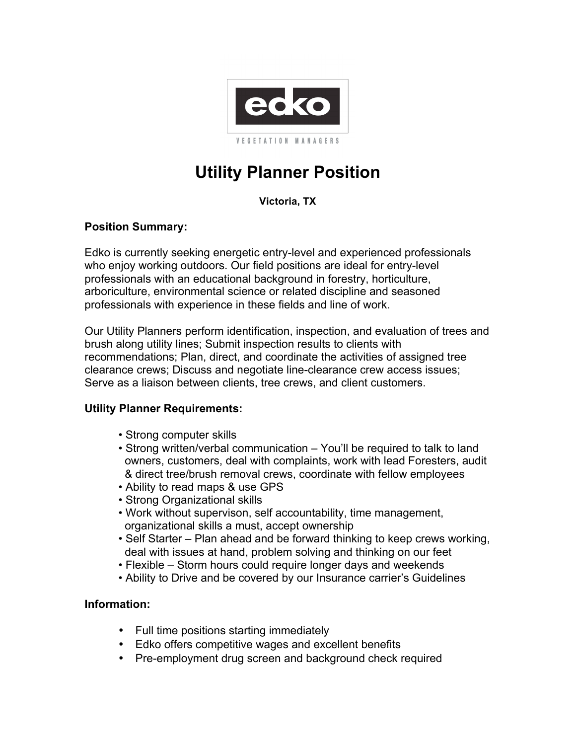edko

VEGETATION MANAGERS

# Utility Planner Position

**Victoria, TX**

**Position Summary:**

Edko is currently seeking energetic entry-level and experienced professionals who enjoy working outdoors. Our field positions are ideal for entry-level professionals with an educational background in forestry, horticulture, arboriculture, environmental science or related discipline and seasoned professionals with experience in these fields and line of work.

Our Utility Planners perform identification, inspection, and evaluation of trees and brush along utility lines; Submit inspection results to clients with recommendations; Plan, direct, and coordinate the activities of assigned tree clearance crews; Discuss and negotiate line-clearance crew access issues; Serve as a liaison between clients, tree crews, and client customers.

**Utility Planner Requirements:**

- Strong computer skills
- Strong written/verbal communication – You'll be required to talk to land owners, customers, deal with complaints, work with lead Foresters, audit & direct tree/brush removal crews, coordinate with fellow employees
- Ability to read maps & use GPS
- Strong Organizational skills
- Work without supervison, self accountability, time management, organizational skills a must, accept ownership
- Self Starter – Plan ahead and be forward thinking to keep crews working, deal with issues at hand, problem solving and thinking on our feet
- Flexible – Storm hours could require longer days and weekends
- Ability to Drive and be covered by our Insurance carrier's Guidelines

**Information:**

- Full time positions starting immediately
- Edko offers competitive wages and excellent benefits
- Pre-employment drug screen and background check required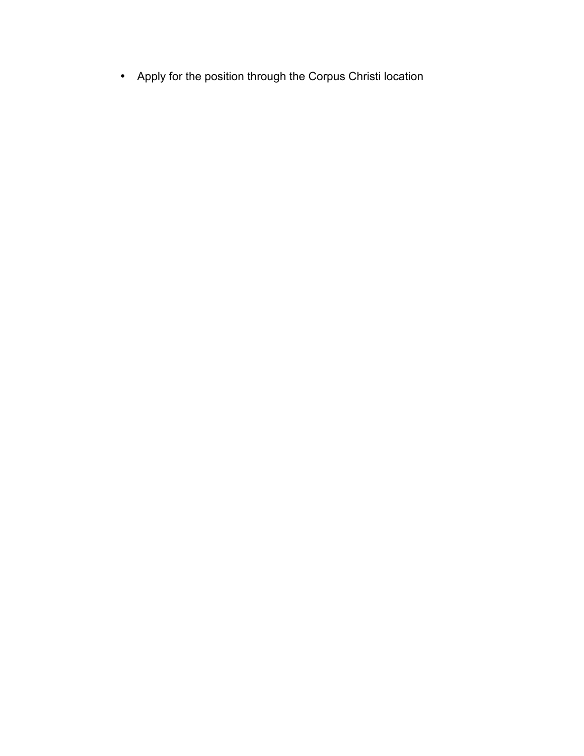- Apply for the position through the Corpus Christi location